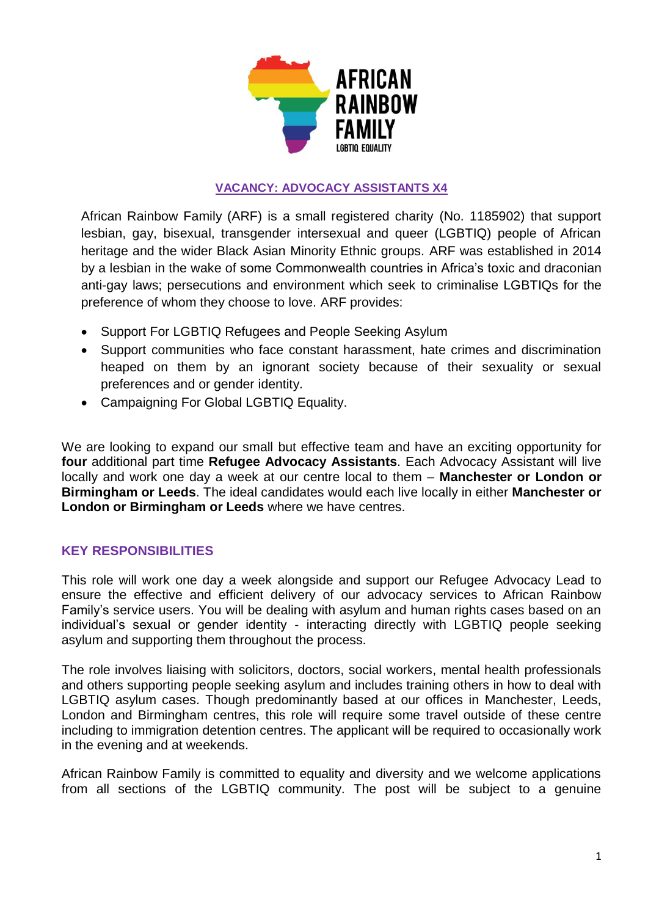AFRICAN RAINBOW FAMILY

LGBTIQ EQUALITY

## VACANCY: ADVOCACY ASSISTANTS X4

African Rainbow Family (ARF) is a small registered charity (No. 1185902) that support lesbian, gay, bisexual, transgender intersexual and queer (LGBTIQ) people of African heritage and the wider Black Asian Minority Ethnic groups. ARF was established in 2014 by a lesbian in the wake of some Commonwealth countries in Africa's toxic and draconian anti-gay laws; persecutions and environment which seek to criminalise LGBTIQs for the preference of whom they choose to love. ARF provides:

- Support For LGBTIQ Refugees and People Seeking Asylum
- Support communities who face constant harassment, hate crimes and discrimination heaped on them by an ignorant society because of their sexuality or sexual preferences and or gender identity.
- Campaigning For Global LGBTIQ Equality.

We are looking to expand our small but effective team and have an exciting opportunity for **four** additional part time **Refugee Advocacy Assistants**. Each Advocacy Assistant will live locally and work one day a week at our centre local to them – **Manchester or London or Birmingham or Leeds**. The ideal candidates would each live locally in either **Manchester or London or Birmingham or Leeds** where we have centres.

## KEY RESPONSIBILITIES

This role will work one day a week alongside and support our Refugee Advocacy Lead to ensure the effective and efficient delivery of our advocacy services to African Rainbow Family's service users. You will be dealing with asylum and human rights cases based on an individual's sexual or gender identity - interacting directly with LGBTIQ people seeking asylum and supporting them throughout the process.

The role involves liaising with solicitors, doctors, social workers, mental health professionals and others supporting people seeking asylum and includes training others in how to deal with LGBTIQ asylum cases. Though predominantly based at our offices in Manchester, Leeds, London and Birmingham centres, this role will require some travel outside of these centre including to immigration detention centres. The applicant will be required to occasionally work in the evening and at weekends.

African Rainbow Family is committed to equality and diversity and we welcome applications from all sections of the LGBTIQ community. The post will be subject to a genuine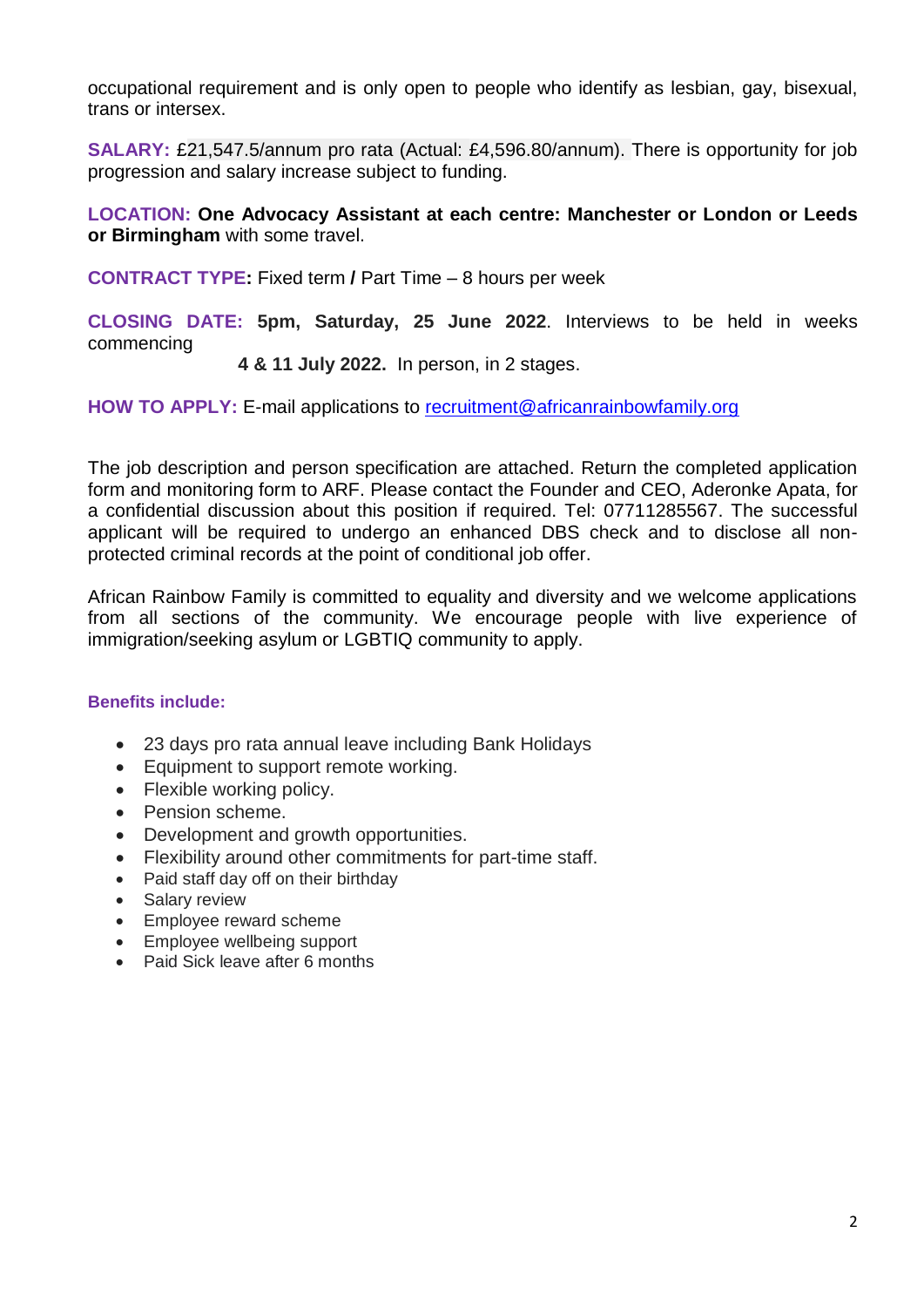occupational requirement and is only open to people who identify as lesbian, gay, bisexual, trans or intersex.

**SALARY:** £21,547.5/annum pro rata (Actual: £4,596.80/annum). There is opportunity for job progression and salary increase subject to funding.

**LOCATION:** **One Advocacy Assistant at each centre: Manchester or London or Leeds or Birmingham** with some travel.

**CONTRACT TYPE:** Fixed term **/** Part Time – 8 hours per week

**CLOSING DATE:** **5pm, Saturday, 25 June 2022**. Interviews to be held in weeks commencing **4 & 11 July 2022.** In person, in 2 stages.

**HOW TO APPLY:** E-mail applications to recruitment@africanrainbowfamily.org

The job description and person specification are attached. Return the completed application form and monitoring form to ARF. Please contact the Founder and CEO, Aderonke Apata, for a confidential discussion about this position if required. Tel: 07711285567. The successful applicant will be required to undergo an enhanced DBS check and to disclose all non-protected criminal records at the point of conditional job offer.

African Rainbow Family is committed to equality and diversity and we welcome applications from all sections of the community. We encourage people with live experience of immigration/seeking asylum or LGBTIQ community to apply.

**Benefits include:**

- 23 days pro rata annual leave including Bank Holidays
- Equipment to support remote working.
- Flexible working policy.
- Pension scheme.
- Development and growth opportunities.
- Flexibility around other commitments for part-time staff.
- Paid staff day off on their birthday
- Salary review
- Employee reward scheme
- Employee wellbeing support
- Paid Sick leave after 6 months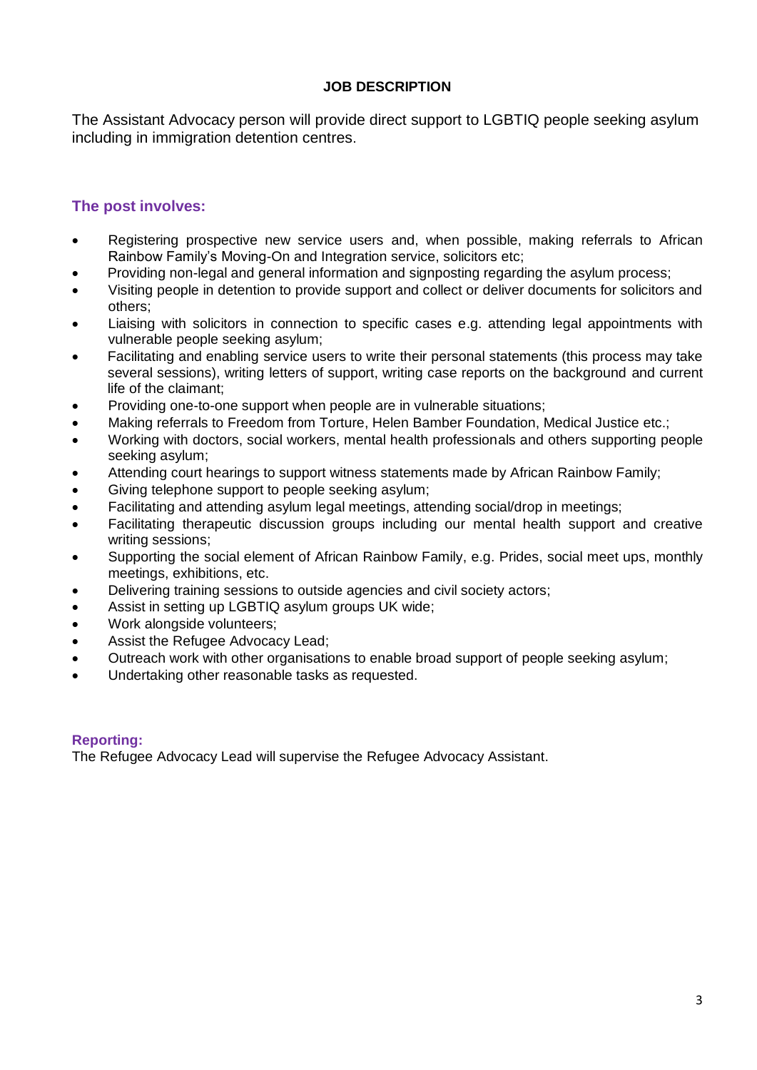**JOB DESCRIPTION**

The Assistant Advocacy person will provide direct support to LGBTIQ people seeking asylum including in immigration detention centres.

## The post involves:

- Registering prospective new service users and, when possible, making referrals to African Rainbow Family's Moving-On and Integration service, solicitors etc;
- Providing non-legal and general information and signposting regarding the asylum process;
- Visiting people in detention to provide support and collect or deliver documents for solicitors and others;
- Liaising with solicitors in connection to specific cases e.g. attending legal appointments with vulnerable people seeking asylum;
- Facilitating and enabling service users to write their personal statements (this process may take several sessions), writing letters of support, writing case reports on the background and current life of the claimant;
- Providing one-to-one support when people are in vulnerable situations;
- Making referrals to Freedom from Torture, Helen Bamber Foundation, Medical Justice etc.;
- Working with doctors, social workers, mental health professionals and others supporting people seeking asylum;
- Attending court hearings to support witness statements made by African Rainbow Family;
- Giving telephone support to people seeking asylum;
- Facilitating and attending asylum legal meetings, attending social/drop in meetings;
- Facilitating therapeutic discussion groups including our mental health support and creative writing sessions;
- Supporting the social element of African Rainbow Family, e.g. Prides, social meet ups, monthly meetings, exhibitions, etc.
- Delivering training sessions to outside agencies and civil society actors;
- Assist in setting up LGBTIQ asylum groups UK wide;
- Work alongside volunteers;
- Assist the Refugee Advocacy Lead;
- Outreach work with other organisations to enable broad support of people seeking asylum;
- Undertaking other reasonable tasks as requested.

## Reporting:

The Refugee Advocacy Lead will supervise the Refugee Advocacy Assistant.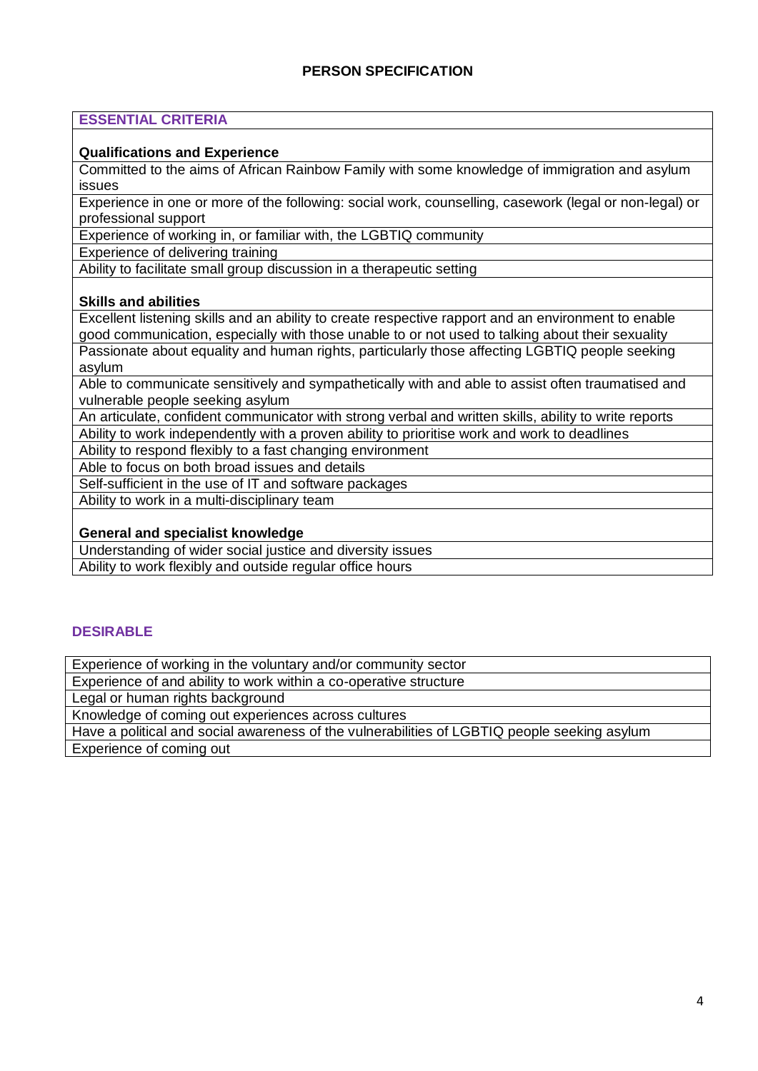## PERSON SPECIFICATION

| ESSENTIAL CRITERIA |
|---|
| **Qualifications and Experience** |
| Committed to the aims of African Rainbow Family with some knowledge of immigration and asylum issues |
| Experience in one or more of the following: social work, counselling, casework (legal or non-legal) or professional support |
| Experience of working in, or familiar with, the LGBTIQ community |
| Experience of delivering training |
| Ability to facilitate small group discussion in a therapeutic setting |
| **Skills and abilities** |
| Excellent listening skills and an ability to create respective rapport and an environment to enable good communication, especially with those unable to or not used to talking about their sexuality |
| Passionate about equality and human rights, particularly those affecting LGBTIQ people seeking asylum |
| Able to communicate sensitively and sympathetically with and able to assist often traumatised and vulnerable people seeking asylum |
| An articulate, confident communicator with strong verbal and written skills, ability to write reports |
| Ability to work independently with a proven ability to prioritise work and work to deadlines |
| Ability to respond flexibly to a fast changing environment |
| Able to focus on both broad issues and details |
| Self-sufficient in the use of IT and software packages |
| Ability to work in a multi-disciplinary team |
| **General and specialist knowledge** |
| Understanding of wider social justice and diversity issues |
| Ability to work flexibly and outside regular office hours |

### DESIRABLE

| |
|---|
| Experience of working in the voluntary and/or community sector |
| Experience of and ability to work within a co-operative structure |
| Legal or human rights background |
| Knowledge of coming out experiences across cultures |
| Have a political and social awareness of the vulnerabilities of LGBTIQ people seeking asylum |
| Experience of coming out |